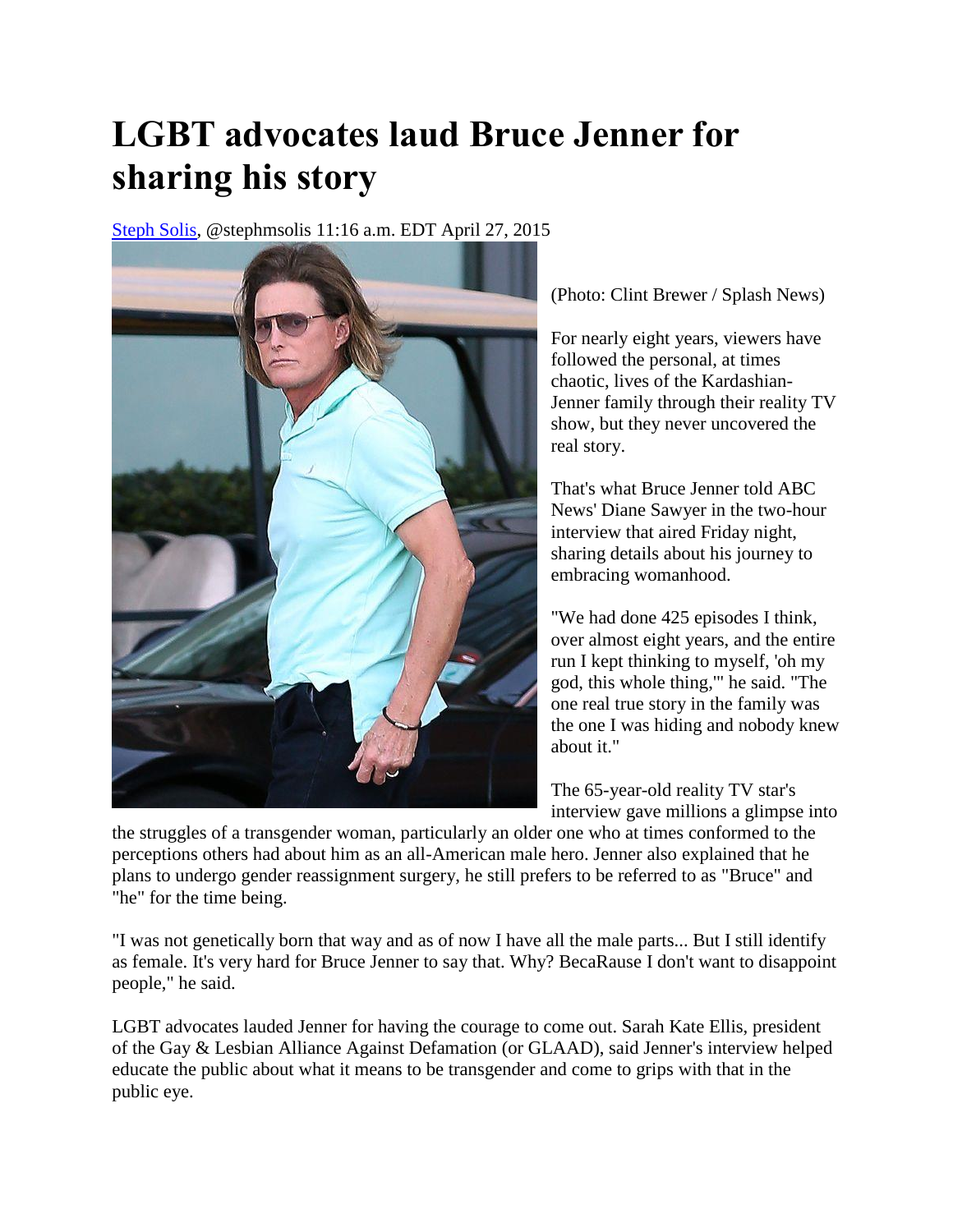# LGBT advocates laud Bruce Jenner for sharing his story

Steph Solis, @stephmsolis 11:16 a.m. EDT April 27, 2015

(Photo: Clint Brewer / Splash News)

For nearly eight years, viewers have followed the personal, at times chaotic, lives of the Kardashian-Jenner family through their reality TV show, but they never uncovered the real story.

That's what Bruce Jenner told ABC News' Diane Sawyer in the two-hour interview that aired Friday night, sharing details about his journey to embracing womanhood.

"We had done 425 episodes I think, over almost eight years, and the entire run I kept thinking to myself, 'oh my god, this whole thing,'" he said. "The one real true story in the family was the one I was hiding and nobody knew about it."

The 65-year-old reality TV star's interview gave millions a glimpse into the struggles of a transgender woman, particularly an older one who at times conformed to the perceptions others had about him as an all-American male hero. Jenner also explained that he plans to undergo gender reassignment surgery, he still prefers to be referred to as "Bruce" and "he" for the time being.

"I was not genetically born that way and as of now I have all the male parts... But I still identify as female. It's very hard for Bruce Jenner to say that. Why? BecaRause I don't want to disappoint people," he said.

LGBT advocates lauded Jenner for having the courage to come out. Sarah Kate Ellis, president of the Gay & Lesbian Alliance Against Defamation (or GLAAD), said Jenner's interview helped educate the public about what it means to be transgender and come to grips with that in the public eye.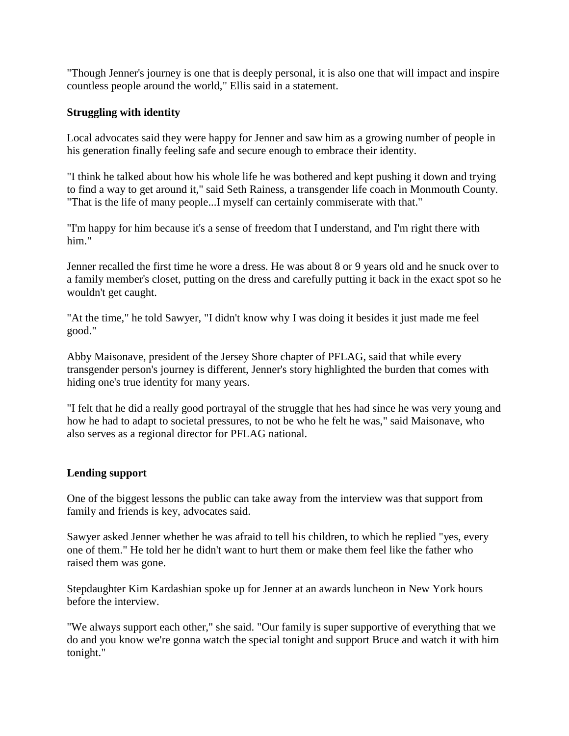"Though Jenner's journey is one that is deeply personal, it is also one that will impact and inspire countless people around the world," Ellis said in a statement.

**Struggling with identity**

Local advocates said they were happy for Jenner and saw him as a growing number of people in his generation finally feeling safe and secure enough to embrace their identity.

"I think he talked about how his whole life he was bothered and kept pushing it down and trying to find a way to get around it," said Seth Rainess, a transgender life coach in Monmouth County. "That is the life of many people...I myself can certainly commiserate with that."

"I'm happy for him because it's a sense of freedom that I understand, and I'm right there with him."

Jenner recalled the first time he wore a dress. He was about 8 or 9 years old and he snuck over to a family member's closet, putting on the dress and carefully putting it back in the exact spot so he wouldn't get caught.

"At the time," he told Sawyer, "I didn't know why I was doing it besides it just made me feel good."

Abby Maisonave, president of the Jersey Shore chapter of PFLAG, said that while every transgender person's journey is different, Jenner's story highlighted the burden that comes with hiding one's true identity for many years.

"I felt that he did a really good portrayal of the struggle that hes had since he was very young and how he had to adapt to societal pressures, to not be who he felt he was," said Maisonave, who also serves as a regional director for PFLAG national.

**Lending support**

One of the biggest lessons the public can take away from the interview was that support from family and friends is key, advocates said.

Sawyer asked Jenner whether he was afraid to tell his children, to which he replied "yes, every one of them." He told her he didn't want to hurt them or make them feel like the father who raised them was gone.

Stepdaughter Kim Kardashian spoke up for Jenner at an awards luncheon in New York hours before the interview.

"We always support each other," she said. "Our family is super supportive of everything that we do and you know we're gonna watch the special tonight and support Bruce and watch it with him tonight."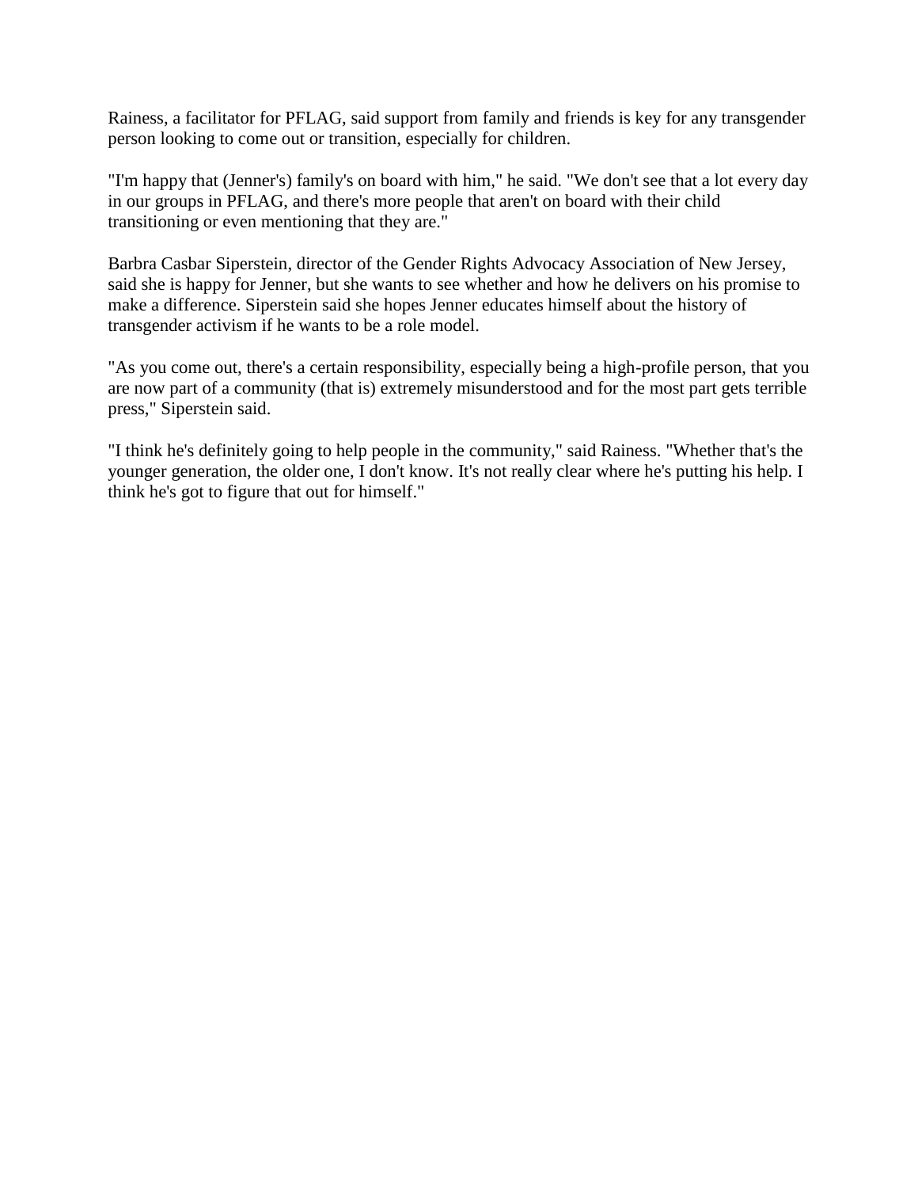Rainess, a facilitator for PFLAG, said support from family and friends is key for any transgender person looking to come out or transition, especially for children.

"I'm happy that (Jenner's) family's on board with him," he said. "We don't see that a lot every day in our groups in PFLAG, and there's more people that aren't on board with their child transitioning or even mentioning that they are."

Barbra Casbar Siperstein, director of the Gender Rights Advocacy Association of New Jersey, said she is happy for Jenner, but she wants to see whether and how he delivers on his promise to make a difference. Siperstein said she hopes Jenner educates himself about the history of transgender activism if he wants to be a role model.

"As you come out, there's a certain responsibility, especially being a high-profile person, that you are now part of a community (that is) extremely misunderstood and for the most part gets terrible press," Siperstein said.

"I think he's definitely going to help people in the community," said Rainess. "Whether that's the younger generation, the older one, I don't know. It's not really clear where he's putting his help. I think he's got to figure that out for himself."